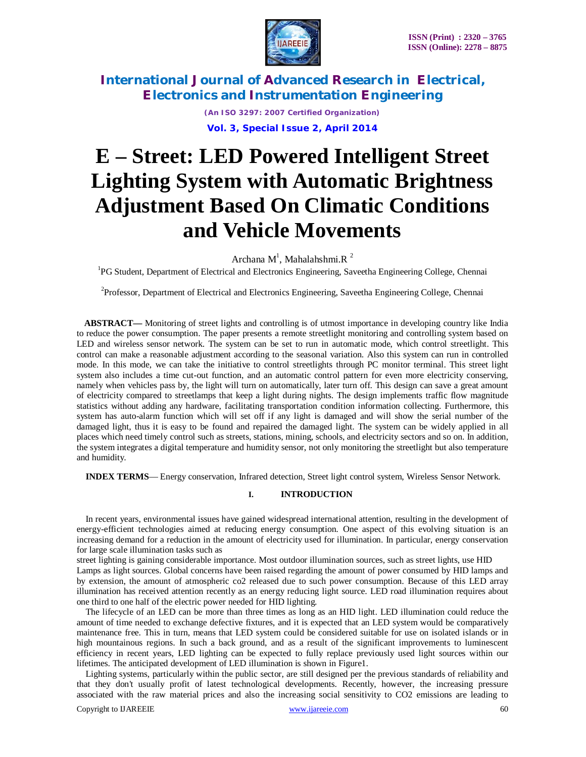# E – Street: LED Powered Intelligent Street Lighting System with Automatic Brightness Adjustment Based On Climatic Conditions and Vehicle Movements

Archana M[1], Mahalahshmi.R [2]

[1]PG Student, Department of Electrical and Electronics Engineering, Saveetha Engineering College, Chennai

[2]Professor, Department of Electrical and Electronics Engineering, Saveetha Engineering College, Chennai

**ABSTRACT—** Monitoring of street lights and controlling is of utmost importance in developing country like India to reduce the power consumption. The paper presents a remote streetlight monitoring and controlling system based on LED and wireless sensor network. The system can be set to run in automatic mode, which control streetlight. This control can make a reasonable adjustment according to the seasonal variation. Also this system can run in controlled mode. In this mode, we can take the initiative to control streetlights through PC monitor terminal. This street light system also includes a time cut-out function, and an automatic control pattern for even more electricity conserving, namely when vehicles pass by, the light will turn on automatically, later turn off. This design can save a great amount of electricity compared to streetlamps that keep a light during nights. The design implements traffic flow magnitude statistics without adding any hardware, facilitating transportation condition information collecting. Furthermore, this system has auto-alarm function which will set off if any light is damaged and will show the serial number of the damaged light, thus it is easy to be found and repaired the damaged light. The system can be widely applied in all places which need timely control such as streets, stations, mining, schools, and electricity sectors and so on. In addition, the system integrates a digital temperature and humidity sensor, not only monitoring the streetlight but also temperature and humidity.

**INDEX TERMS**— Energy conservation, Infrared detection, Street light control system, Wireless Sensor Network.

## I. INTRODUCTION

In recent years, environmental issues have gained widespread international attention, resulting in the development of energy-efficient technologies aimed at reducing energy consumption. One aspect of this evolving situation is an increasing demand for a reduction in the amount of electricity used for illumination. In particular, energy conservation for large scale illumination tasks such as street lighting is gaining considerable importance. Most outdoor illumination sources, such as street lights, use HID Lamps as light sources. Global concerns have been raised regarding the amount of power consumed by HID lamps and by extension, the amount of atmospheric co2 released due to such power consumption. Because of this LED array illumination has received attention recently as an energy reducing light source. LED road illumination requires about one third to one half of the electric power needed for HID lighting.

The lifecycle of an LED can be more than three times as long as an HID light. LED illumination could reduce the amount of time needed to exchange defective fixtures, and it is expected that an LED system would be comparatively maintenance free. This in turn, means that LED system could be considered suitable for use on isolated islands or in high mountainous regions. In such a back ground, and as a result of the significant improvements to luminescent efficiency in recent years, LED lighting can be expected to fully replace previously used light sources within our lifetimes. The anticipated development of LED illumination is shown in Figure1.

Lighting systems, particularly within the public sector, are still designed per the previous standards of reliability and that they don't usually profit of latest technological developments. Recently, however, the increasing pressure associated with the raw material prices and also the increasing social sensitivity to CO2 emissions are leading to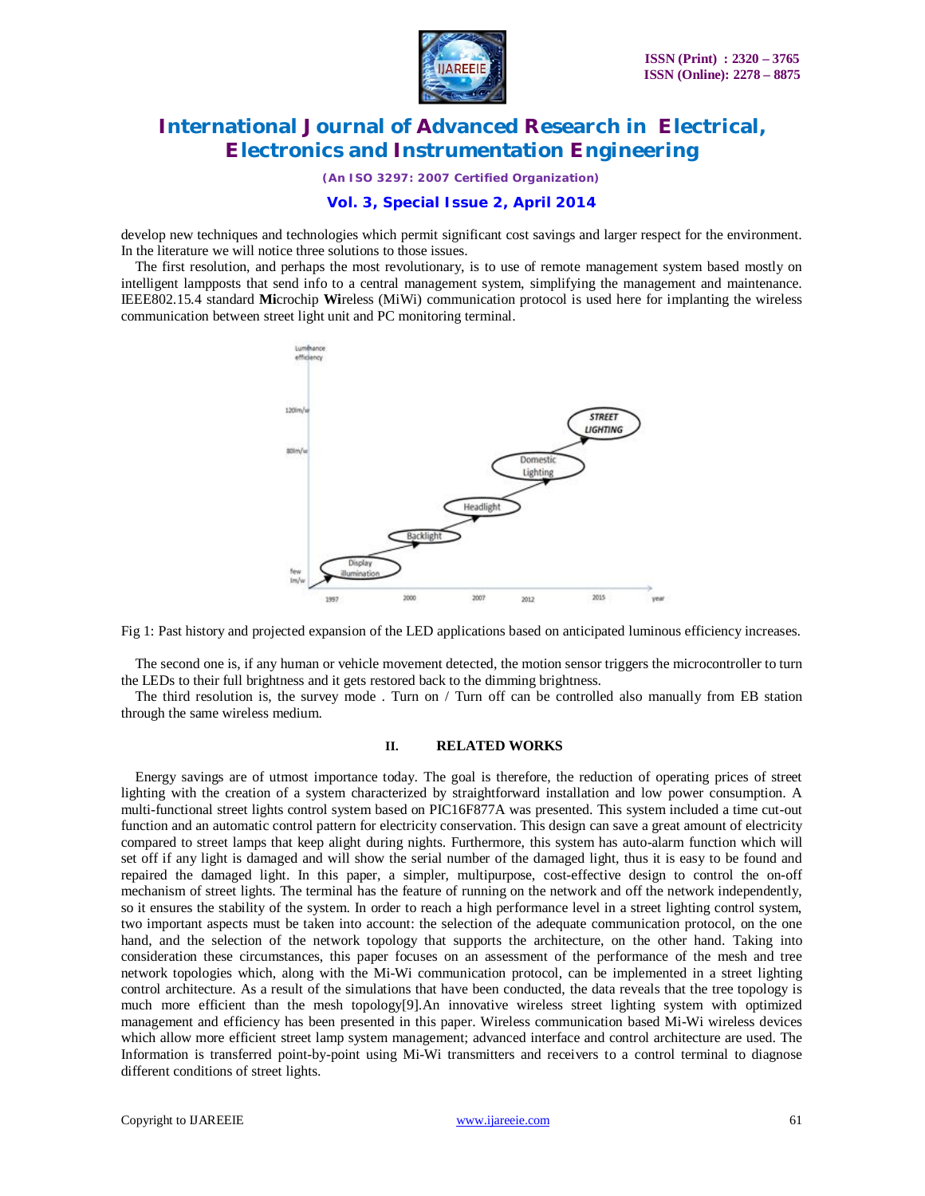develop new techniques and technologies which permit significant cost savings and larger respect for the environment. In the literature we will notice three solutions to those issues.

The first resolution, and perhaps the most revolutionary, is to use of remote management system based mostly on intelligent lampposts that send info to a central management system, simplifying the management and maintenance. IEEE802.15.4 standard **Mi**crochip **Wi**reless (MiWi) communication protocol is used here for implanting the wireless communication between street light unit and PC monitoring terminal.

Fig 1: Past history and projected expansion of the LED applications based on anticipated luminous efficiency increases.

The second one is, if any human or vehicle movement detected, the motion sensor triggers the microcontroller to turn the LEDs to their full brightness and it gets restored back to the dimming brightness.

The third resolution is, the survey mode . Turn on / Turn off can be controlled also manually from EB station through the same wireless medium.

## II. RELATED WORKS

Energy savings are of utmost importance today. The goal is therefore, the reduction of operating prices of street lighting with the creation of a system characterized by straightforward installation and low power consumption. A multi-functional street lights control system based on PIC16F877A was presented. This system included a time cut-out function and an automatic control pattern for electricity conservation. This design can save a great amount of electricity compared to street lamps that keep alight during nights. Furthermore, this system has auto-alarm function which will set off if any light is damaged and will show the serial number of the damaged light, thus it is easy to be found and repaired the damaged light. In this paper, a simpler, multipurpose, cost-effective design to control the on-off mechanism of street lights. The terminal has the feature of running on the network and off the network independently, so it ensures the stability of the system. In order to reach a high performance level in a street lighting control system, two important aspects must be taken into account: the selection of the adequate communication protocol, on the one hand, and the selection of the network topology that supports the architecture, on the other hand. Taking into consideration these circumstances, this paper focuses on an assessment of the performance of the mesh and tree network topologies which, along with the Mi-Wi communication protocol, can be implemented in a street lighting control architecture. As a result of the simulations that have been conducted, the data reveals that the tree topology is much more efficient than the mesh topology[9].An innovative wireless street lighting system with optimized management and efficiency has been presented in this paper. Wireless communication based Mi-Wi wireless devices which allow more efficient street lamp system management; advanced interface and control architecture are used. The Information is transferred point-by-point using Mi-Wi transmitters and receivers to a control terminal to diagnose different conditions of street lights.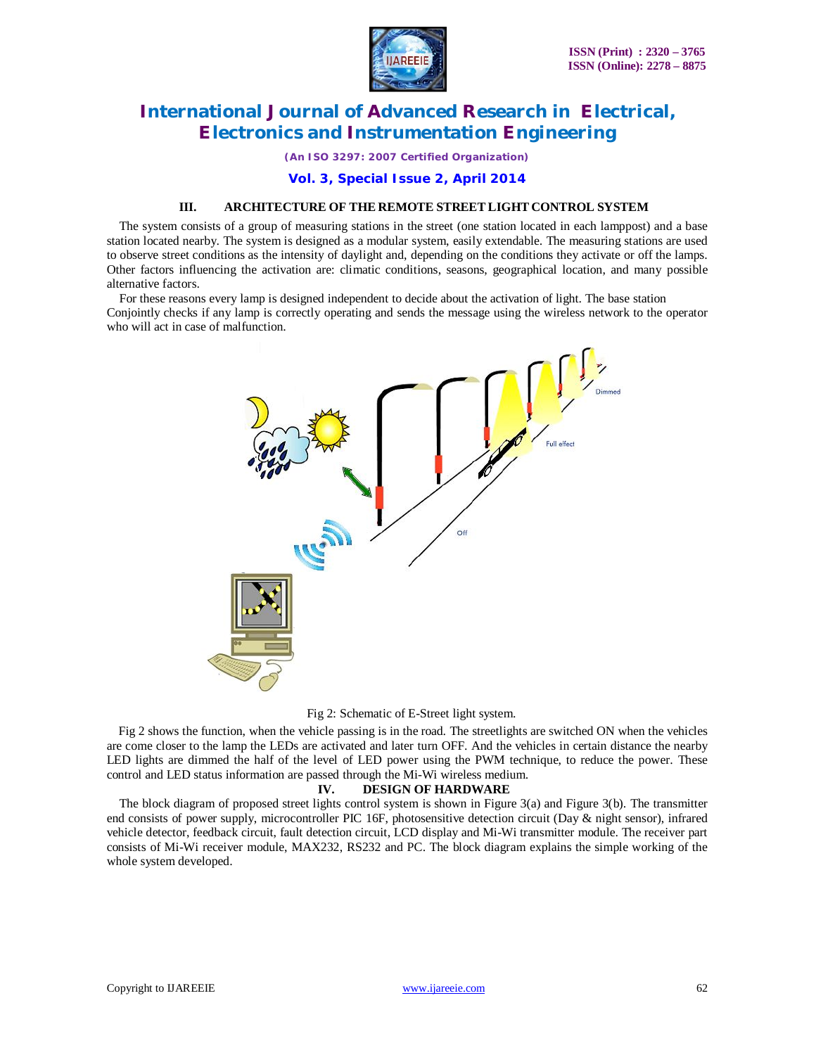## III. ARCHITECTURE OF THE REMOTE STREET LIGHT CONTROL SYSTEM

The system consists of a group of measuring stations in the street (one station located in each lamppost) and a base station located nearby. The system is designed as a modular system, easily extendable. The measuring stations are used to observe street conditions as the intensity of daylight and, depending on the conditions they activate or off the lamps. Other factors influencing the activation are: climatic conditions, seasons, geographical location, and many possible alternative factors.

For these reasons every lamp is designed independent to decide about the activation of light. The base station Conjointly checks if any lamp is correctly operating and sends the message using the wireless network to the operator who will act in case of malfunction.

Fig 2: Schematic of E-Street light system.

Fig 2 shows the function, when the vehicle passing is in the road. The streetlights are switched ON when the vehicles are come closer to the lamp the LEDs are activated and later turn OFF. And the vehicles in certain distance the nearby LED lights are dimmed the half of the level of LED power using the PWM technique, to reduce the power. These control and LED status information are passed through the Mi-Wi wireless medium.

## IV. DESIGN OF HARDWARE

The block diagram of proposed street lights control system is shown in Figure 3(a) and Figure 3(b). The transmitter end consists of power supply, microcontroller PIC 16F, photosensitive detection circuit (Day & night sensor), infrared vehicle detector, feedback circuit, fault detection circuit, LCD display and Mi-Wi transmitter module. The receiver part consists of Mi-Wi receiver module, MAX232, RS232 and PC. The block diagram explains the simple working of the whole system developed.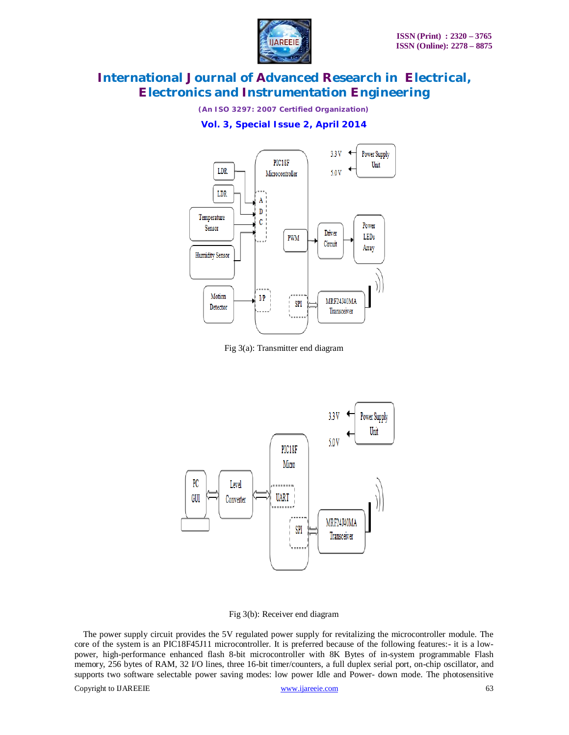Fig 3(a): Transmitter end diagram

Fig 3(b): Receiver end diagram

The power supply circuit provides the 5V regulated power supply for revitalizing the microcontroller module. The core of the system is an PIC18F45J11 microcontroller. It is preferred because of the following features:- it is a low-power, high-performance enhanced flash 8-bit microcontroller with 8K Bytes of in-system programmable Flash memory, 256 bytes of RAM, 32 I/O lines, three 16-bit timer/counters, a full duplex serial port, on-chip oscillator, and supports two software selectable power saving modes: low power Idle and Power- down mode. The photosensitive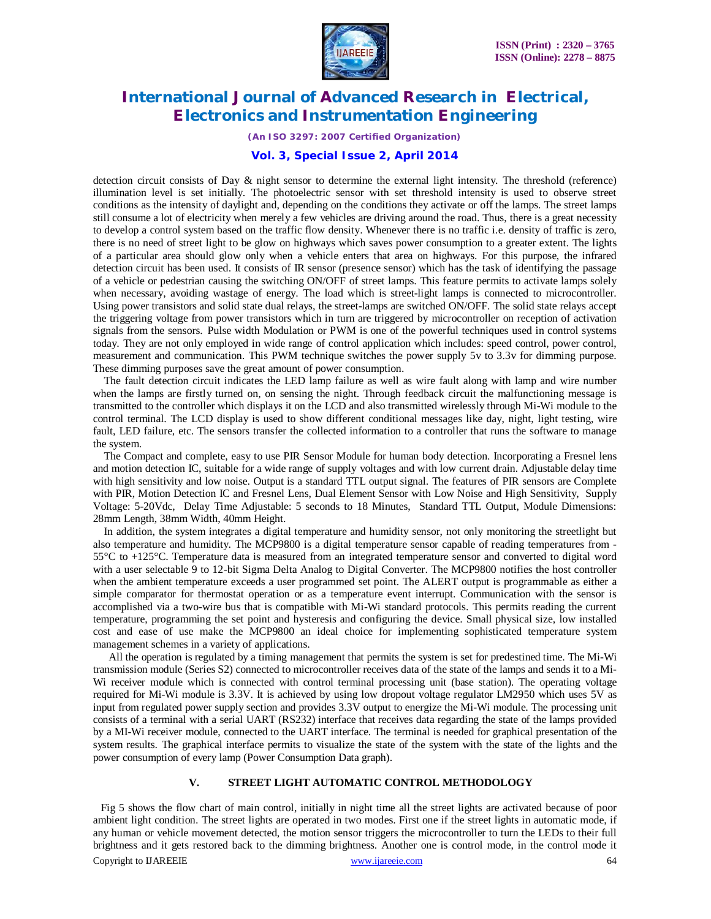detection circuit consists of Day & night sensor to determine the external light intensity. The threshold (reference) illumination level is set initially. The photoelectric sensor with set threshold intensity is used to observe street conditions as the intensity of daylight and, depending on the conditions they activate or off the lamps. The street lamps still consume a lot of electricity when merely a few vehicles are driving around the road. Thus, there is a great necessity to develop a control system based on the traffic flow density. Whenever there is no traffic i.e. density of traffic is zero, there is no need of street light to be glow on highways which saves power consumption to a greater extent. The lights of a particular area should glow only when a vehicle enters that area on highways. For this purpose, the infrared detection circuit has been used. It consists of IR sensor (presence sensor) which has the task of identifying the passage of a vehicle or pedestrian causing the switching ON/OFF of street lamps. This feature permits to activate lamps solely when necessary, avoiding wastage of energy. The load which is street-light lamps is connected to microcontroller. Using power transistors and solid state dual relays, the street-lamps are switched ON/OFF. The solid state relays accept the triggering voltage from power transistors which in turn are triggered by microcontroller on reception of activation signals from the sensors. Pulse width Modulation or PWM is one of the powerful techniques used in control systems today. They are not only employed in wide range of control application which includes: speed control, power control, measurement and communication. This PWM technique switches the power supply 5v to 3.3v for dimming purpose. These dimming purposes save the great amount of power consumption.

The fault detection circuit indicates the LED lamp failure as well as wire fault along with lamp and wire number when the lamps are firstly turned on, on sensing the night. Through feedback circuit the malfunctioning message is transmitted to the controller which displays it on the LCD and also transmitted wirelessly through Mi-Wi module to the control terminal. The LCD display is used to show different conditional messages like day, night, light testing, wire fault, LED failure, etc. The sensors transfer the collected information to a controller that runs the software to manage the system.

The Compact and complete, easy to use PIR Sensor Module for human body detection. Incorporating a Fresnel lens and motion detection IC, suitable for a wide range of supply voltages and with low current drain. Adjustable delay time with high sensitivity and low noise. Output is a standard TTL output signal. The features of PIR sensors are Complete with PIR, Motion Detection IC and Fresnel Lens, Dual Element Sensor with Low Noise and High Sensitivity, Supply Voltage: 5-20Vdc, Delay Time Adjustable: 5 seconds to 18 Minutes, Standard TTL Output, Module Dimensions: 28mm Length, 38mm Width, 40mm Height.

In addition, the system integrates a digital temperature and humidity sensor, not only monitoring the streetlight but also temperature and humidity. The MCP9800 is a digital temperature sensor capable of reading temperatures from -55°C to +125°C. Temperature data is measured from an integrated temperature sensor and converted to digital word with a user selectable 9 to 12-bit Sigma Delta Analog to Digital Converter. The MCP9800 notifies the host controller when the ambient temperature exceeds a user programmed set point. The ALERT output is programmable as either a simple comparator for thermostat operation or as a temperature event interrupt. Communication with the sensor is accomplished via a two-wire bus that is compatible with Mi-Wi standard protocols. This permits reading the current temperature, programming the set point and hysteresis and configuring the device. Small physical size, low installed cost and ease of use make the MCP9800 an ideal choice for implementing sophisticated temperature system management schemes in a variety of applications.

All the operation is regulated by a timing management that permits the system is set for predestined time. The Mi-Wi transmission module (Series S2) connected to microcontroller receives data of the state of the lamps and sends it to a Mi-Wi receiver module which is connected with control terminal processing unit (base station). The operating voltage required for Mi-Wi module is 3.3V. It is achieved by using low dropout voltage regulator LM2950 which uses 5V as input from regulated power supply section and provides 3.3V output to energize the Mi-Wi module. The processing unit consists of a terminal with a serial UART (RS232) interface that receives data regarding the state of the lamps provided by a MI-Wi receiver module, connected to the UART interface. The terminal is needed for graphical presentation of the system results. The graphical interface permits to visualize the state of the system with the state of the lights and the power consumption of every lamp (Power Consumption Data graph).

## V. STREET LIGHT AUTOMATIC CONTROL METHODOLOGY

Fig 5 shows the flow chart of main control, initially in night time all the street lights are activated because of poor ambient light condition. The street lights are operated in two modes. First one if the street lights in automatic mode, if any human or vehicle movement detected, the motion sensor triggers the microcontroller to turn the LEDs to their full brightness and it gets restored back to the dimming brightness. Another one is control mode, in the control mode it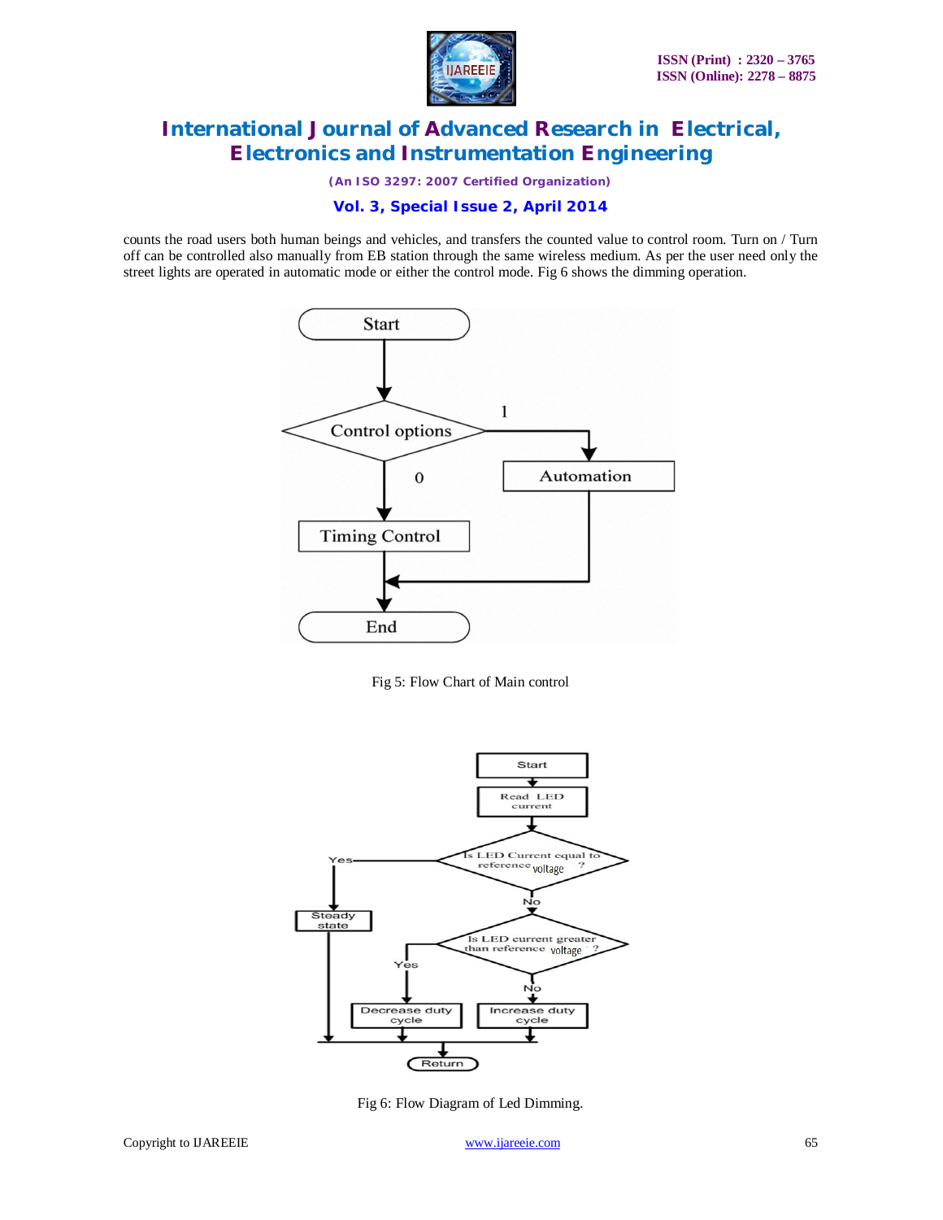counts the road users both human beings and vehicles, and transfers the counted value to control room. Turn on / Turn off can be controlled also manually from EB station through the same wireless medium. As per the user need only the street lights are operated in automatic mode or either the control mode. Fig 6 shows the dimming operation.

Fig 5: Flow Chart of Main control

Fig 6: Flow Diagram of Led Dimming.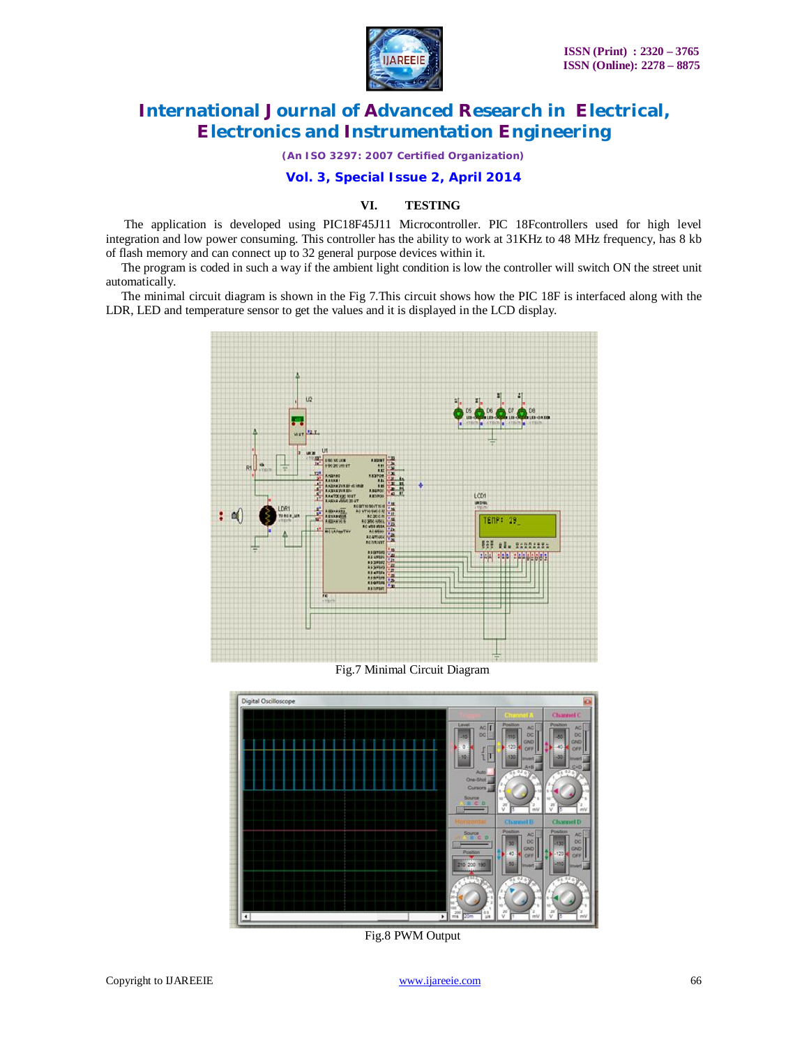## VI. TESTING

The application is developed using PIC18F45J11 Microcontroller. PIC 18Fcontrollers used for high level integration and low power consuming. This controller has the ability to work at 31KHz to 48 MHz frequency, has 8 kb of flash memory and can connect up to 32 general purpose devices within it.

The program is coded in such a way if the ambient light condition is low the controller will switch ON the street unit automatically.

The minimal circuit diagram is shown in the Fig 7.This circuit shows how the PIC 18F is interfaced along with the LDR, LED and temperature sensor to get the values and it is displayed in the LCD display.

Fig.7 Minimal Circuit Diagram

Fig.8 PWM Output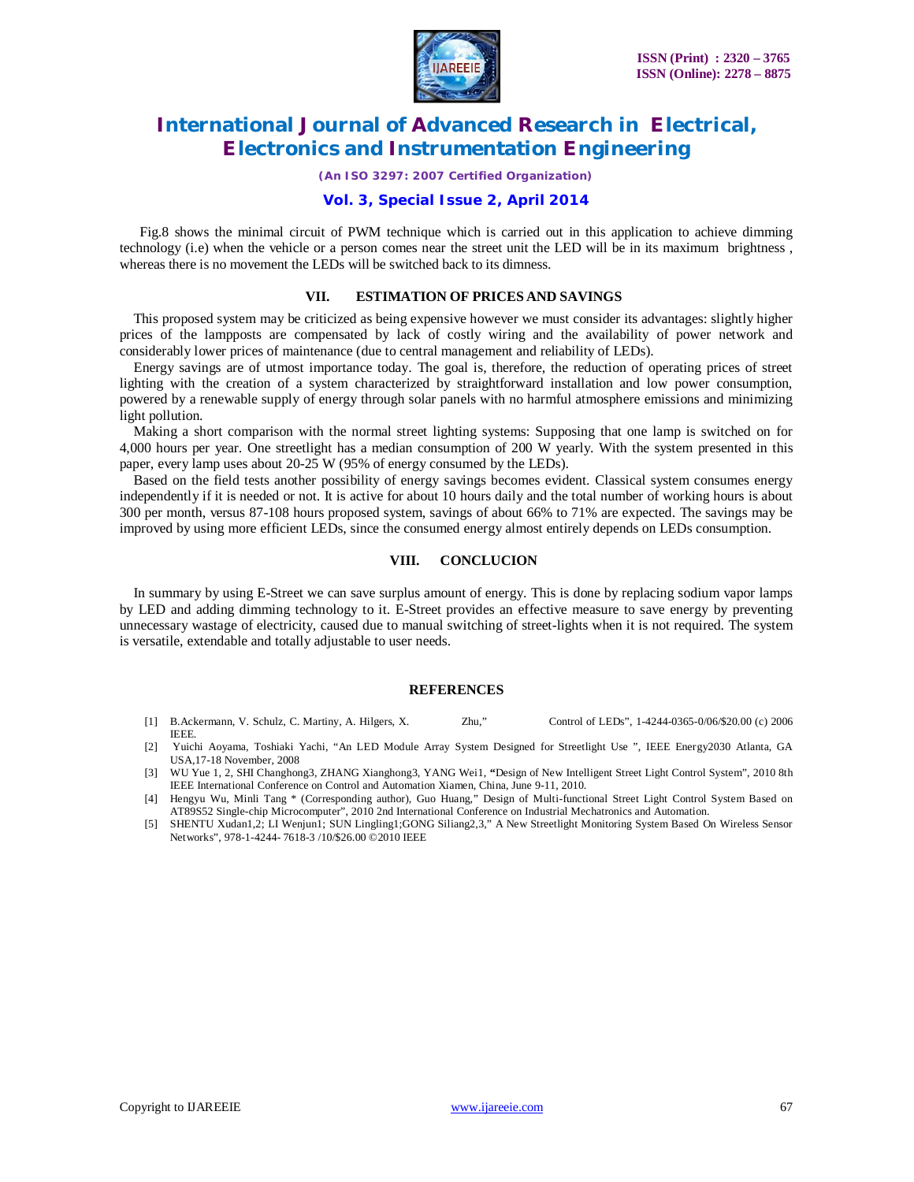Fig.8 shows the minimal circuit of PWM technique which is carried out in this application to achieve dimming technology (i.e) when the vehicle or a person comes near the street unit the LED will be in its maximum brightness , whereas there is no movement the LEDs will be switched back to its dimness.

## VII. ESTIMATION OF PRICES AND SAVINGS

This proposed system may be criticized as being expensive however we must consider its advantages: slightly higher prices of the lampposts are compensated by lack of costly wiring and the availability of power network and considerably lower prices of maintenance (due to central management and reliability of LEDs).

Energy savings are of utmost importance today. The goal is, therefore, the reduction of operating prices of street lighting with the creation of a system characterized by straightforward installation and low power consumption, powered by a renewable supply of energy through solar panels with no harmful atmosphere emissions and minimizing light pollution.

Making a short comparison with the normal street lighting systems: Supposing that one lamp is switched on for 4,000 hours per year. One streetlight has a median consumption of 200 W yearly. With the system presented in this paper, every lamp uses about 20-25 W (95% of energy consumed by the LEDs).

Based on the field tests another possibility of energy savings becomes evident. Classical system consumes energy independently if it is needed or not. It is active for about 10 hours daily and the total number of working hours is about 300 per month, versus 87-108 hours proposed system, savings of about 66% to 71% are expected. The savings may be improved by using more efficient LEDs, since the consumed energy almost entirely depends on LEDs consumption.

## VIII. CONCLUCION

In summary by using E-Street we can save surplus amount of energy. This is done by replacing sodium vapor lamps by LED and adding dimming technology to it. E-Street provides an effective measure to save energy by preventing unnecessary wastage of electricity, caused due to manual switching of street-lights when it is not required. The system is versatile, extendable and totally adjustable to user needs.

## REFERENCES

[1] B.Ackermann, V. Schulz, C. Martiny, A. Hilgers, X. Zhu," Control of LEDs", 1-4244-0365-0/06/$20.00 (c) 2006 IEEE.

[2] Yuichi Aoyama, Toshiaki Yachi, "An LED Module Array System Designed for Streetlight Use ", IEEE Energy2030 Atlanta, GA USA,17-18 November, 2008

[3] WU Yue 1, 2, SHI Changhong3, ZHANG Xianghong3, YANG Wei1, "Design of New Intelligent Street Light Control System", 2010 8th IEEE International Conference on Control and Automation Xiamen, China, June 9-11, 2010.

[4] Hengyu Wu, Minli Tang * (Corresponding author), Guo Huang," Design of Multi-functional Street Light Control System Based on AT89S52 Single-chip Microcomputer", 2010 2nd International Conference on Industrial Mechatronics and Automation.

[5] SHENTU Xudan1,2; LI Wenjun1; SUN Lingling1;GONG Siliang2,3," A New Streetlight Monitoring System Based On Wireless Sensor Networks", 978-1-4244- 7618-3 /10/$26.00 ©2010 IEEE